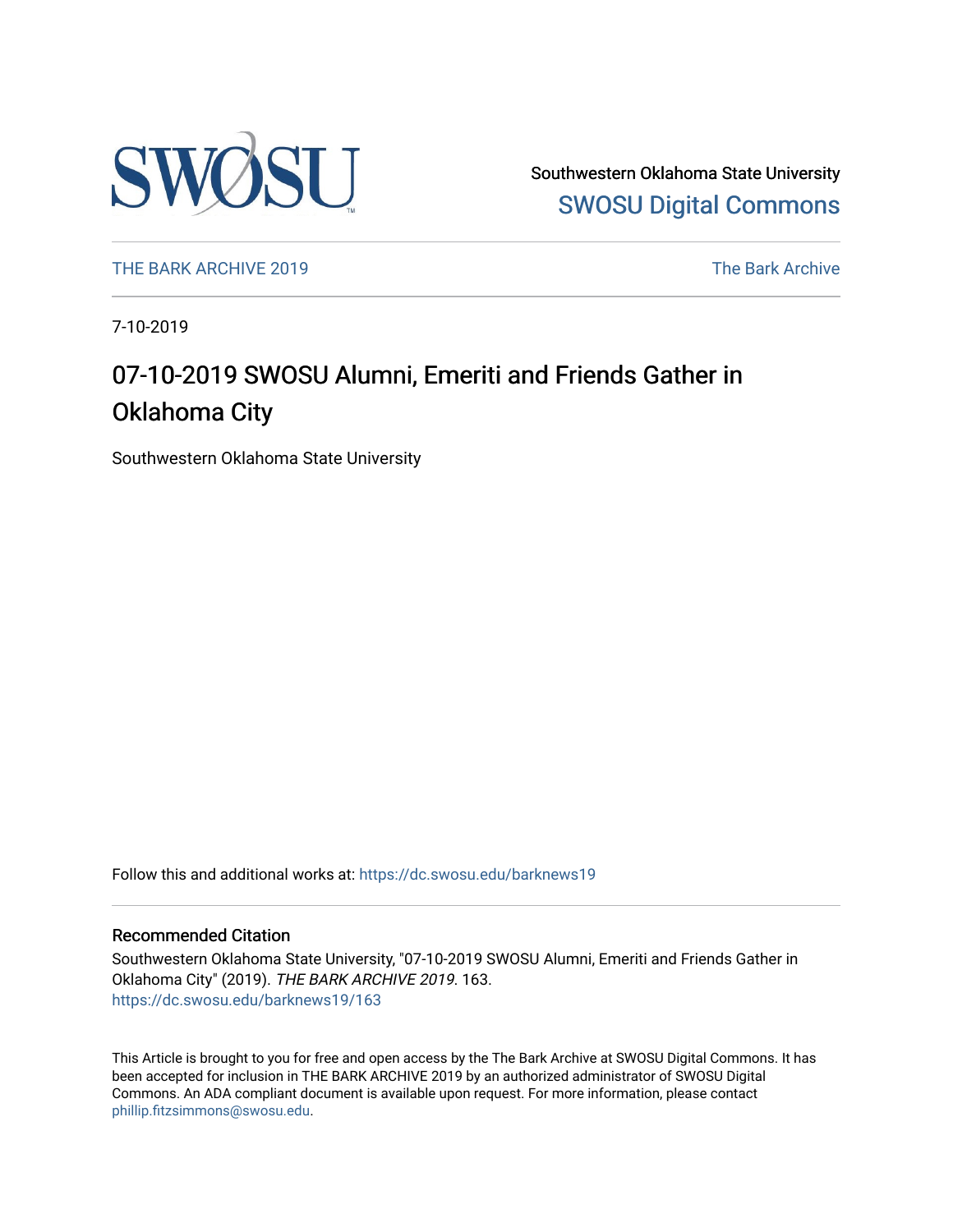Southwestern Oklahoma State University

SWOSU Digital Commons

THE BARK ARCHIVE 2019

The Bark Archive

7-10-2019

# 07-10-2019 SWOSU Alumni, Emeriti and Friends Gather in Oklahoma City

Southwestern Oklahoma State University

Follow this and additional works at: https://dc.swosu.edu/barknews19

## Recommended Citation

Southwestern Oklahoma State University, "07-10-2019 SWOSU Alumni, Emeriti and Friends Gather in Oklahoma City" (2019). *THE BARK ARCHIVE 2019*. 163.
https://dc.swosu.edu/barknews19/163

This Article is brought to you for free and open access by the The Bark Archive at SWOSU Digital Commons. It has been accepted for inclusion in THE BARK ARCHIVE 2019 by an authorized administrator of SWOSU Digital Commons. An ADA compliant document is available upon request. For more information, please contact phillip.fitzsimmons@swosu.edu.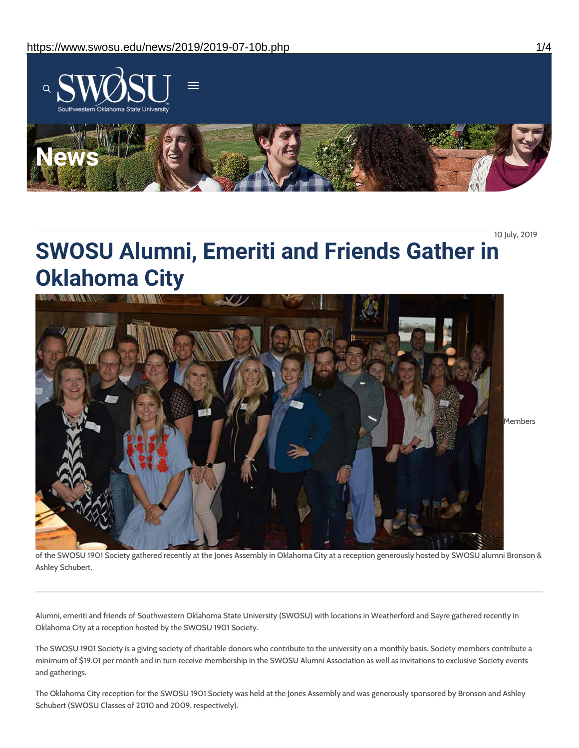10 July, 2019

# SWOSU Alumni, Emeriti and Friends Gather in Oklahoma City

Members of the SWOSU 1901 Society gathered recently at the Jones Assembly in Oklahoma City at a reception generously hosted by SWOSU alumni Bronson & Ashley Schubert.

---

Alumni, emeriti and friends of Southwestern Oklahoma State University (SWOSU) with locations in Weatherford and Sayre gathered recently in Oklahoma City at a reception hosted by the SWOSU 1901 Society.

The SWOSU 1901 Society is a giving society of charitable donors who contribute to the university on a monthly basis. Society members contribute a minimum of $19.01 per month and in turn receive membership in the SWOSU Alumni Association as well as invitations to exclusive Society events and gatherings.

The Oklahoma City reception for the SWOSU 1901 Society was held at the Jones Assembly and was generously sponsored by Bronson and Ashley Schubert (SWOSU Classes of 2010 and 2009, respectively).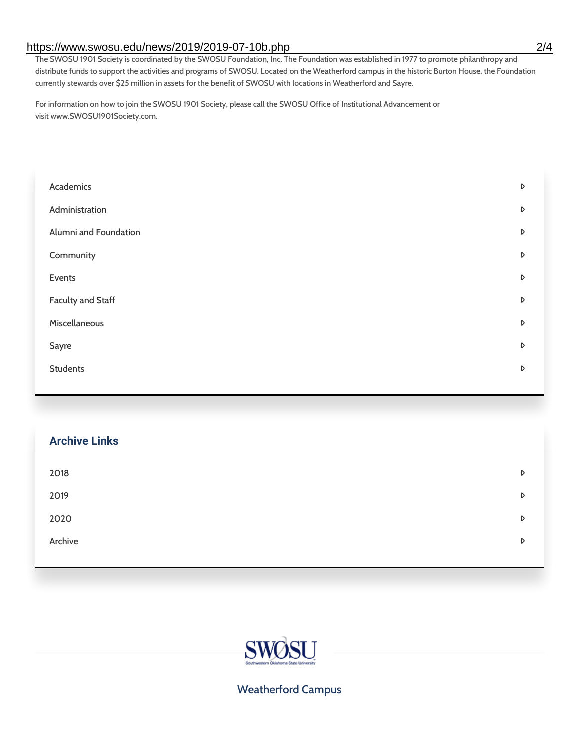The SWOSU 1901 Society is coordinated by the SWOSU Foundation, Inc. The Foundation was established in 1977 to promote philanthropy and distribute funds to support the activities and programs of SWOSU. Located on the Weatherford campus in the historic Burton House, the Foundation currently stewards over $25 million in assets for the benefit of SWOSU with locations in Weatherford and Sayre.

For information on how to join the SWOSU 1901 Society, please call the SWOSU Office of Institutional Advancement or visit www.SWOSU1901Society.com.

- Academics
- Administration
- Alumni and Foundation
- Community
- Events
- Faculty and Staff
- Miscellaneous
- Sayre
- Students

## Archive Links

- 2018
- 2019
- 2020
- Archive

SWOSU
Southwestern Oklahoma State University

Weatherford Campus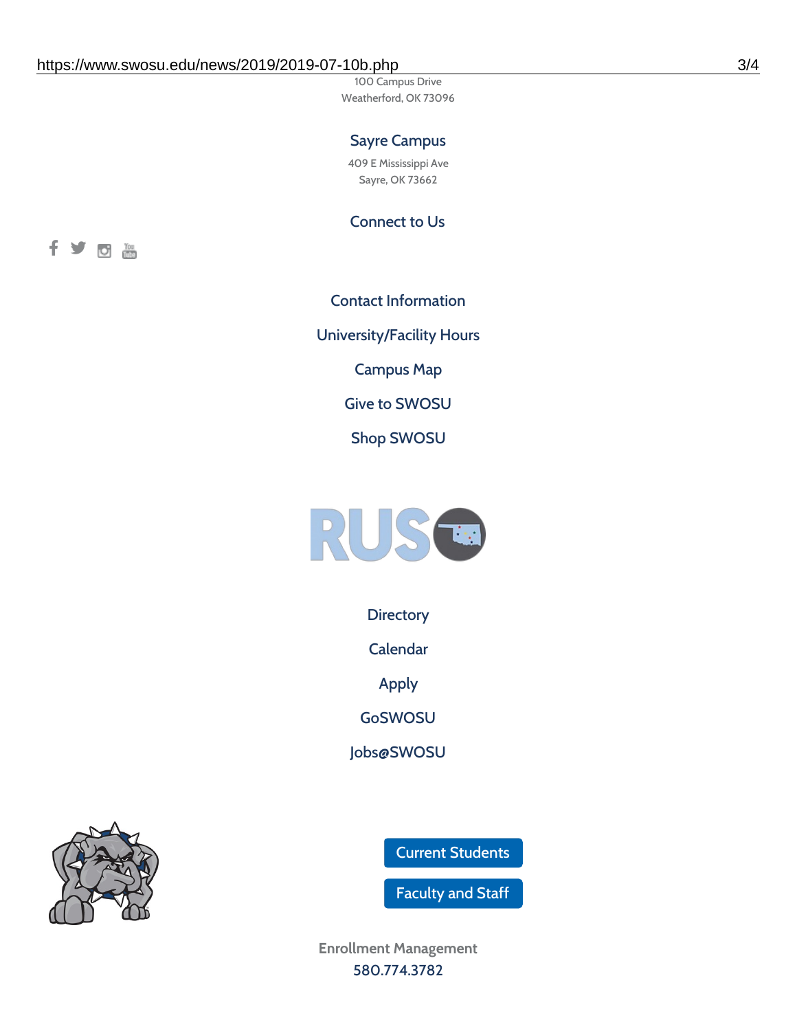100 Campus Drive
Weatherford, OK 73096

### Sayre Campus

409 E Mississippi Ave
Sayre, OK 73662

### Connect to Us

Contact Information

University/Facility Hours

Campus Map

Give to SWOSU

Shop SWOSU

Directory

Calendar

Apply

GoSWOSU

Jobs@SWOSU

Current Students

Faculty and Staff

Enrollment Management
580.774.3782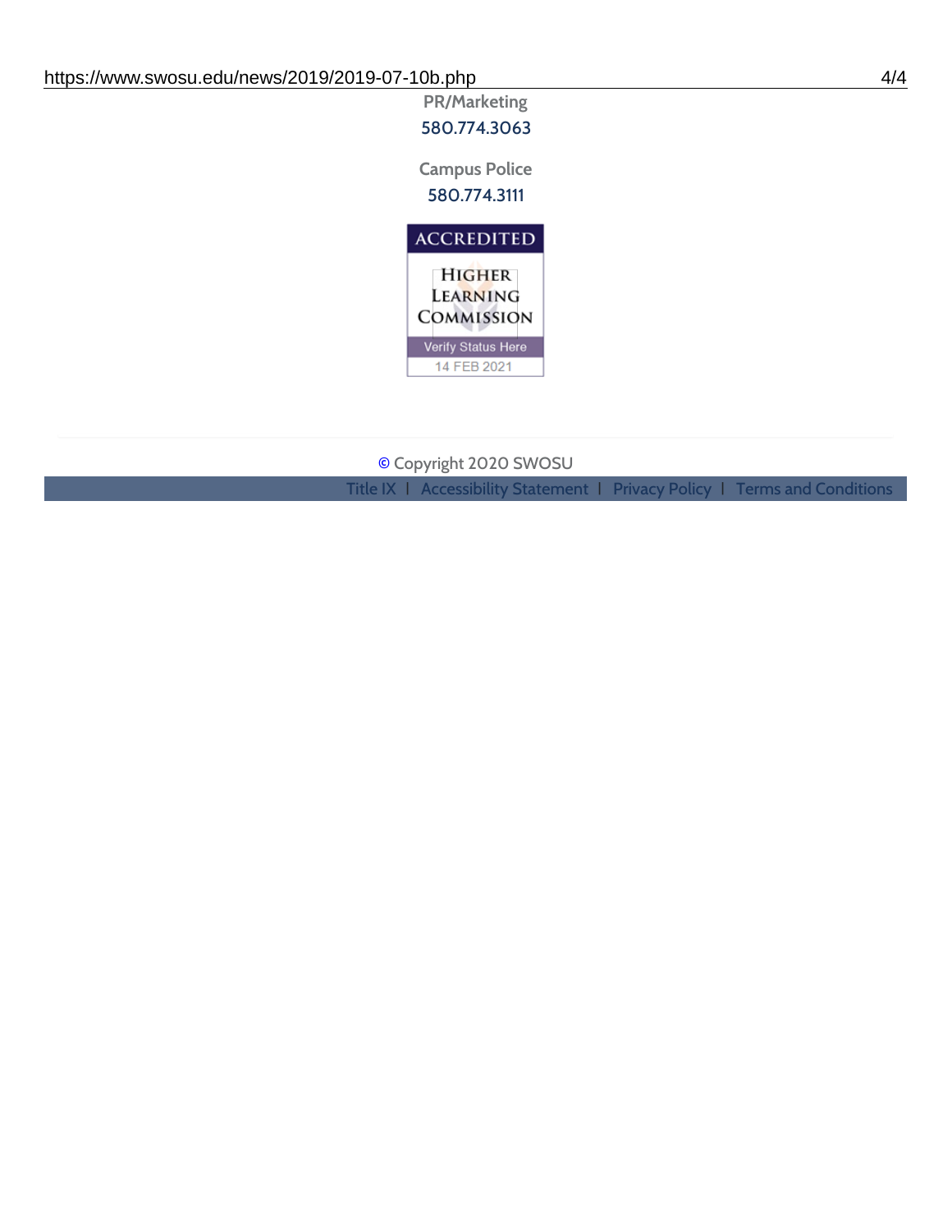PR/Marketing
580.774.3063

Campus Police
580.774.3111

ACCREDITED

HIGHER LEARNING COMMISSION

Verify Status Here
14 FEB 2021

© Copyright 2020 SWOSU

Title IX | Accessibility Statement | Privacy Policy | Terms and Conditions